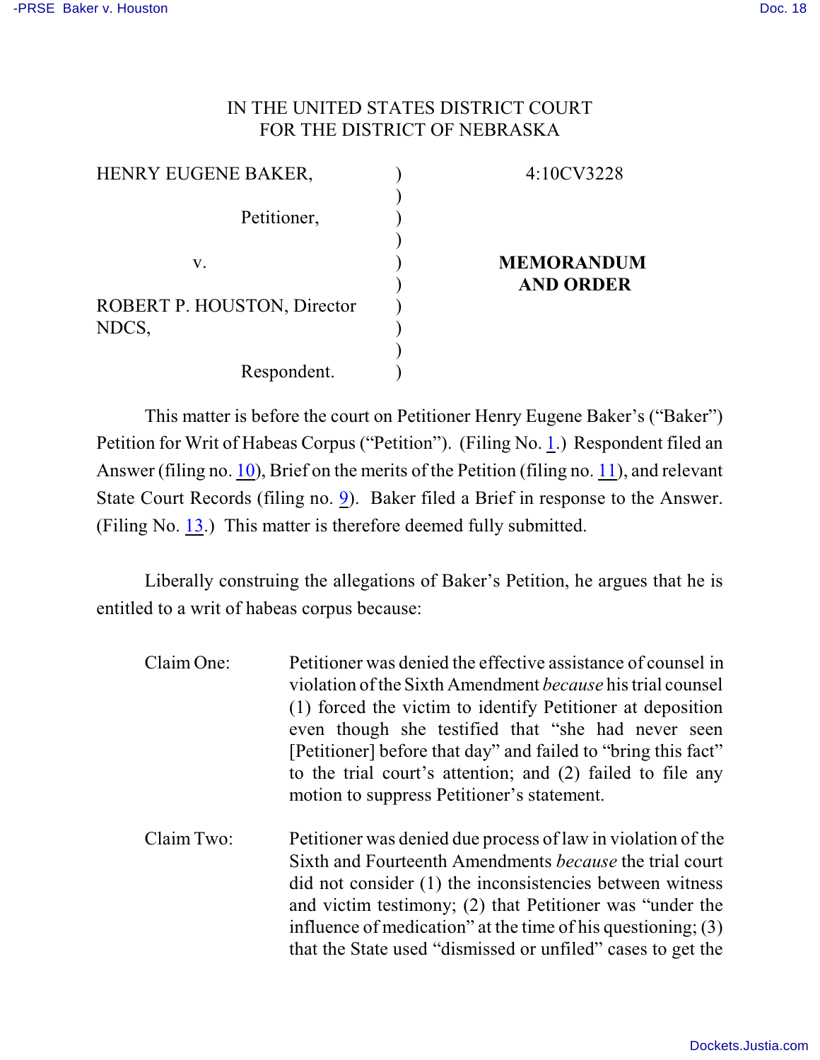IN THE UNITED STATES DISTRICT COURT
FOR THE DISTRICT OF NEBRASKA

| | | |
|---|---|---|
| HENRY EUGENE BAKER, | ) | 4:10CV3228 |
| | ) | |
| Petitioner, | ) | |
| | ) | |
| v. | ) | **MEMORANDUM AND ORDER** |
| | ) | |
| ROBERT P. HOUSTON, Director NDCS, | ) | |
| | ) | |
| Respondent. | ) | |

This matter is before the court on Petitioner Henry Eugene Baker's ("Baker") Petition for Writ of Habeas Corpus ("Petition"). (Filing No. 1.) Respondent filed an Answer (filing no. 10), Brief on the merits of the Petition (filing no. 11), and relevant State Court Records (filing no. 9). Baker filed a Brief in response to the Answer. (Filing No. 13.) This matter is therefore deemed fully submitted.

Liberally construing the allegations of Baker's Petition, he argues that he is entitled to a writ of habeas corpus because:

Claim One: Petitioner was denied the effective assistance of counsel in violation of the Sixth Amendment *because* his trial counsel (1) forced the victim to identify Petitioner at deposition even though she testified that "she had never seen [Petitioner] before that day" and failed to "bring this fact" to the trial court's attention; and (2) failed to file any motion to suppress Petitioner's statement.

Claim Two: Petitioner was denied due process of law in violation of the Sixth and Fourteenth Amendments *because* the trial court did not consider (1) the inconsistencies between witness and victim testimony; (2) that Petitioner was "under the influence of medication" at the time of his questioning; (3) that the State used "dismissed or unfiled" cases to get the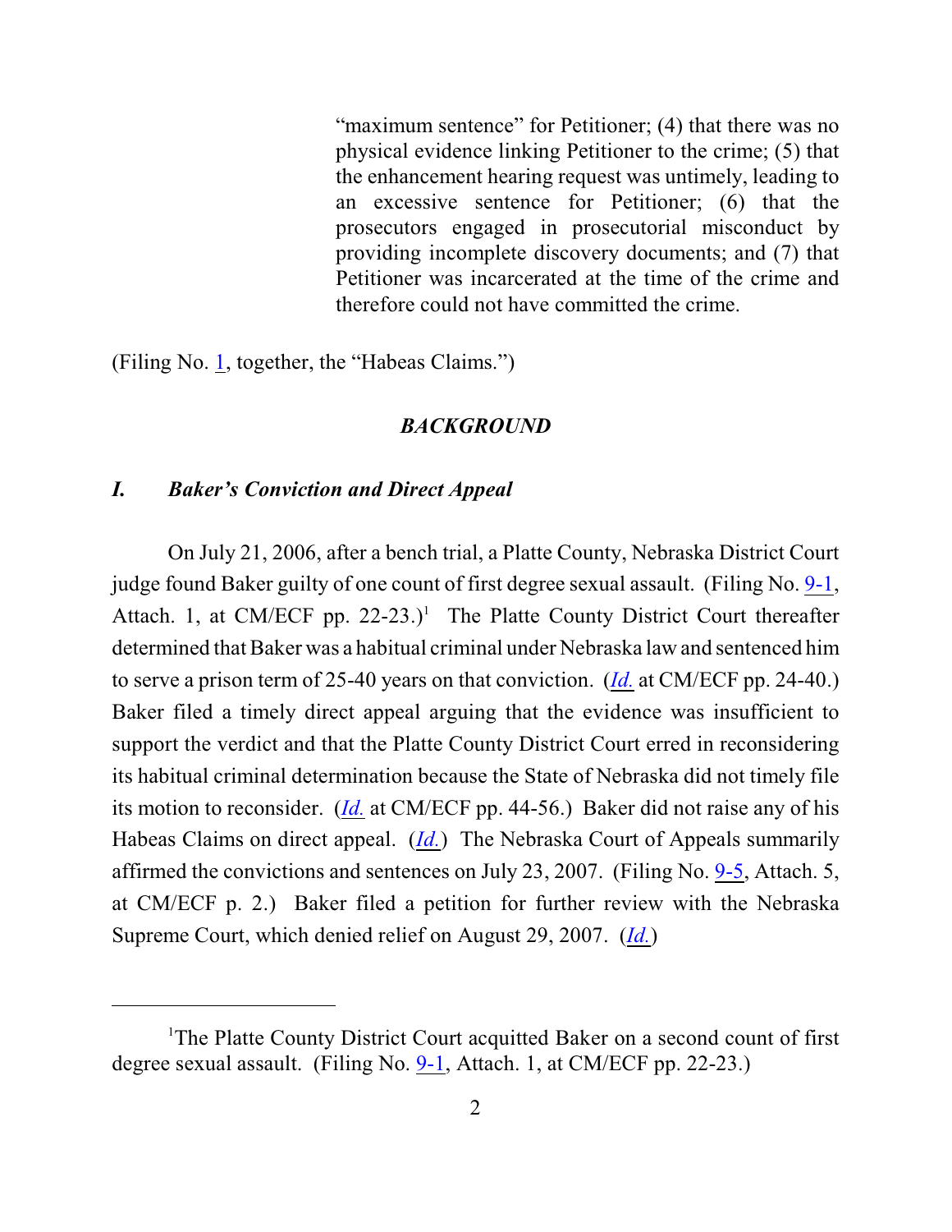"maximum sentence" for Petitioner; (4) that there was no physical evidence linking Petitioner to the crime; (5) that the enhancement hearing request was untimely, leading to an excessive sentence for Petitioner; (6) that the prosecutors engaged in prosecutorial misconduct by providing incomplete discovery documents; and (7) that Petitioner was incarcerated at the time of the crime and therefore could not have committed the crime.

(Filing No. 1, together, the "Habeas Claims.")

## *BACKGROUND*

### *I. Baker's Conviction and Direct Appeal*

On July 21, 2006, after a bench trial, a Platte County, Nebraska District Court judge found Baker guilty of one count of first degree sexual assault. (Filing No. 9-1, Attach. 1, at CM/ECF pp. 22-23.)[1] The Platte County District Court thereafter determined that Baker was a habitual criminal under Nebraska law and sentenced him to serve a prison term of 25-40 years on that conviction. (*Id.* at CM/ECF pp. 24-40.) Baker filed a timely direct appeal arguing that the evidence was insufficient to support the verdict and that the Platte County District Court erred in reconsidering its habitual criminal determination because the State of Nebraska did not timely file its motion to reconsider. (*Id.* at CM/ECF pp. 44-56.) Baker did not raise any of his Habeas Claims on direct appeal. (*Id.*) The Nebraska Court of Appeals summarily affirmed the convictions and sentences on July 23, 2007. (Filing No. 9-5, Attach. 5, at CM/ECF p. 2.) Baker filed a petition for further review with the Nebraska Supreme Court, which denied relief on August 29, 2007. (*Id.*)

---

[1] The Platte County District Court acquitted Baker on a second count of first degree sexual assault. (Filing No. 9-1, Attach. 1, at CM/ECF pp. 22-23.)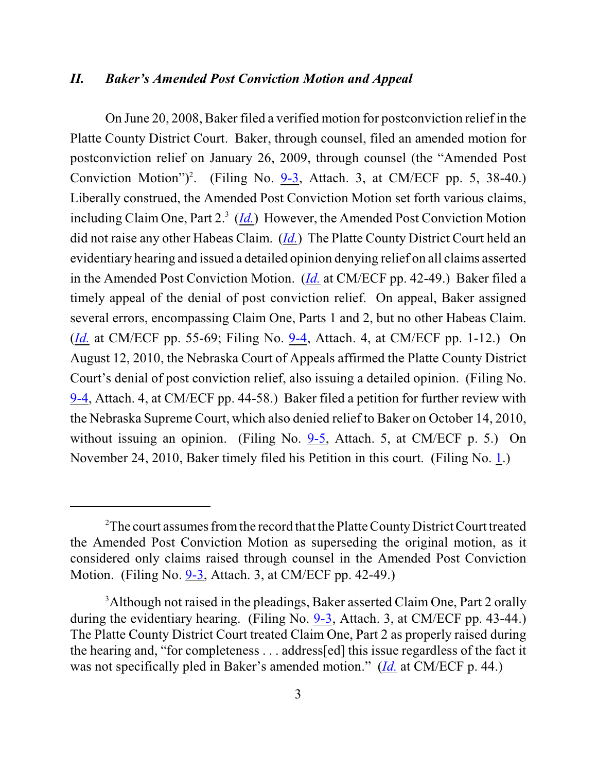### *II. Baker's Amended Post Conviction Motion and Appeal*

On June 20, 2008, Baker filed a verified motion for postconviction relief in the Platte County District Court. Baker, through counsel, filed an amended motion for postconviction relief on January 26, 2009, through counsel (the "Amended Post Conviction Motion")[2]. (Filing No. 9-3, Attach. 3, at CM/ECF pp. 5, 38-40.) Liberally construed, the Amended Post Conviction Motion set forth various claims, including Claim One, Part 2.[3] (*Id.*) However, the Amended Post Conviction Motion did not raise any other Habeas Claim. (*Id.*) The Platte County District Court held an evidentiary hearing and issued a detailed opinion denying relief on all claims asserted in the Amended Post Conviction Motion. (*Id.* at CM/ECF pp. 42-49.) Baker filed a timely appeal of the denial of post conviction relief. On appeal, Baker assigned several errors, encompassing Claim One, Parts 1 and 2, but no other Habeas Claim. (*Id.* at CM/ECF pp. 55-69; Filing No. 9-4, Attach. 4, at CM/ECF pp. 1-12.) On August 12, 2010, the Nebraska Court of Appeals affirmed the Platte County District Court's denial of post conviction relief, also issuing a detailed opinion. (Filing No. 9-4, Attach. 4, at CM/ECF pp. 44-58.) Baker filed a petition for further review with the Nebraska Supreme Court, which also denied relief to Baker on October 14, 2010, without issuing an opinion. (Filing No. 9-5, Attach. 5, at CM/ECF p. 5.) On November 24, 2010, Baker timely filed his Petition in this court. (Filing No. 1.)

---

[2]The court assumes from the record that the Platte County District Court treated the Amended Post Conviction Motion as superseding the original motion, as it considered only claims raised through counsel in the Amended Post Conviction Motion. (Filing No. 9-3, Attach. 3, at CM/ECF pp. 42-49.)

[3]Although not raised in the pleadings, Baker asserted Claim One, Part 2 orally during the evidentiary hearing. (Filing No. 9-3, Attach. 3, at CM/ECF pp. 43-44.) The Platte County District Court treated Claim One, Part 2 as properly raised during the hearing and, "for completeness . . . address[ed] this issue regardless of the fact it was not specifically pled in Baker's amended motion." (*Id.* at CM/ECF p. 44.)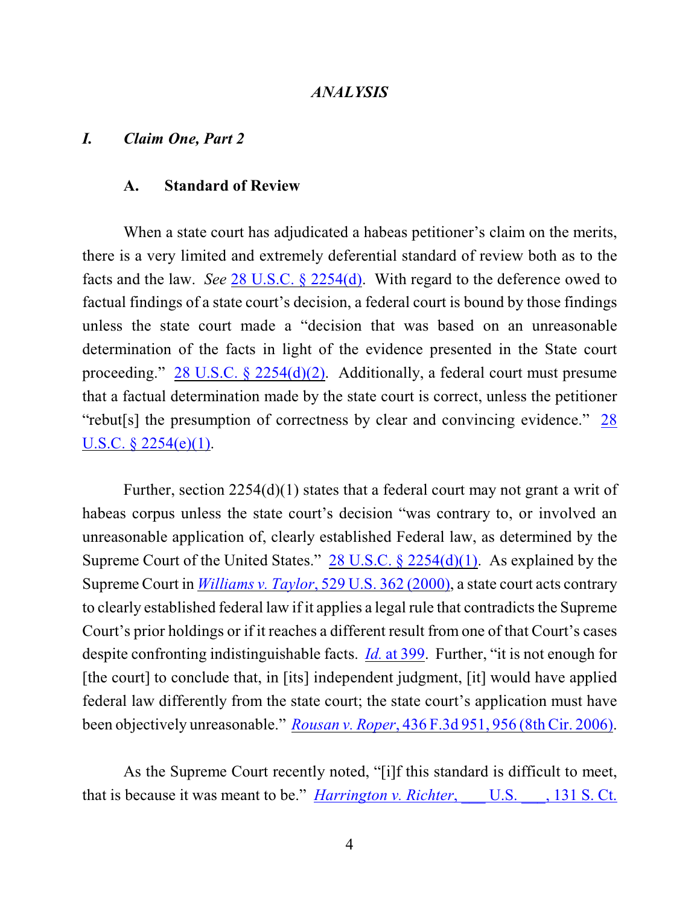## *ANALYSIS*

### *I. Claim One, Part 2*

#### A. Standard of Review

When a state court has adjudicated a habeas petitioner's claim on the merits, there is a very limited and extremely deferential standard of review both as to the facts and the law. *See* 28 U.S.C. § 2254(d). With regard to the deference owed to factual findings of a state court's decision, a federal court is bound by those findings unless the state court made a "decision that was based on an unreasonable determination of the facts in light of the evidence presented in the State court proceeding." 28 U.S.C. § 2254(d)(2). Additionally, a federal court must presume that a factual determination made by the state court is correct, unless the petitioner "rebut[s] the presumption of correctness by clear and convincing evidence." 28 U.S.C. § 2254(e)(1).

Further, section 2254(d)(1) states that a federal court may not grant a writ of habeas corpus unless the state court's decision "was contrary to, or involved an unreasonable application of, clearly established Federal law, as determined by the Supreme Court of the United States." 28 U.S.C. § 2254(d)(1). As explained by the Supreme Court in *Williams v. Taylor*, 529 U.S. 362 (2000), a state court acts contrary to clearly established federal law if it applies a legal rule that contradicts the Supreme Court's prior holdings or if it reaches a different result from one of that Court's cases despite confronting indistinguishable facts. *Id.* at 399. Further, "it is not enough for [the court] to conclude that, in [its] independent judgment, [it] would have applied federal law differently from the state court; the state court's application must have been objectively unreasonable." *Rousan v. Roper*, 436 F.3d 951, 956 (8th Cir. 2006).

As the Supreme Court recently noted, "[i]f this standard is difficult to meet, that is because it was meant to be." *Harrington v. Richter*, ___ U.S. ___, 131 S. Ct.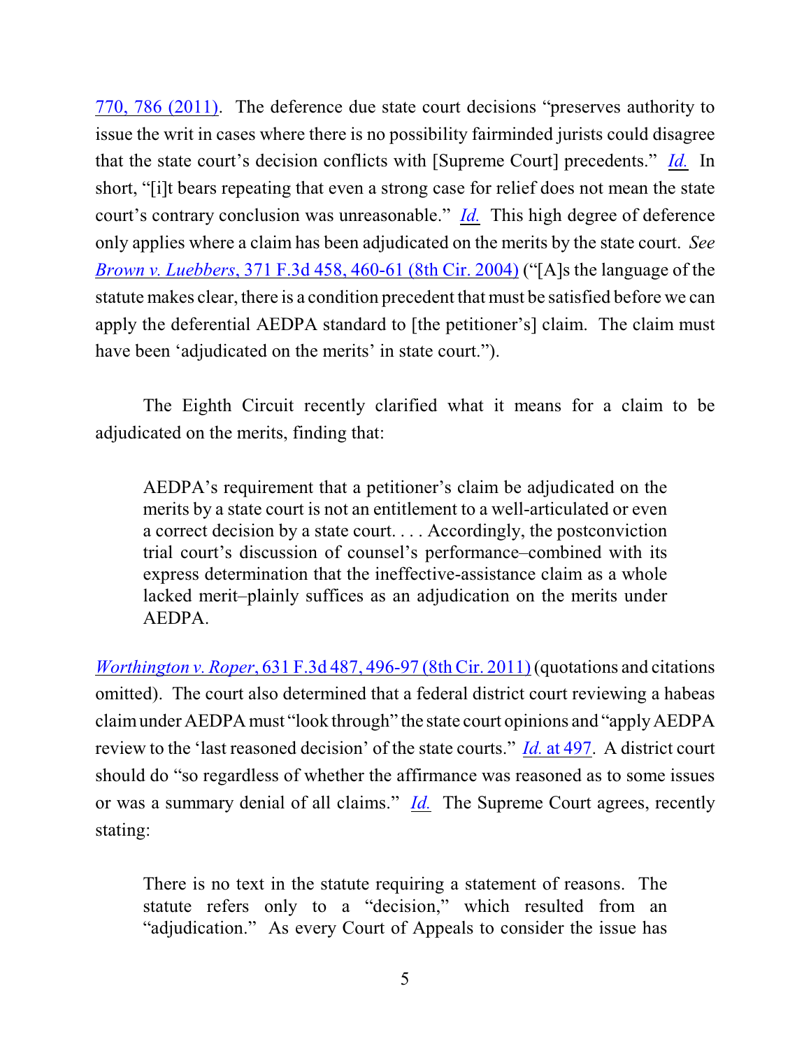770, 786 (2011). The deference due state court decisions "preserves authority to issue the writ in cases where there is no possibility fairminded jurists could disagree that the state court's decision conflicts with [Supreme Court] precedents." *Id.* In short, "[i]t bears repeating that even a strong case for relief does not mean the state court's contrary conclusion was unreasonable." *Id.* This high degree of deference only applies where a claim has been adjudicated on the merits by the state court. *See Brown v. Luebbers*, 371 F.3d 458, 460-61 (8th Cir. 2004) ("[A]s the language of the statute makes clear, there is a condition precedent that must be satisfied before we can apply the deferential AEDPA standard to [the petitioner's] claim. The claim must have been 'adjudicated on the merits' in state court.").

The Eighth Circuit recently clarified what it means for a claim to be adjudicated on the merits, finding that:

> AEDPA's requirement that a petitioner's claim be adjudicated on the merits by a state court is not an entitlement to a well-articulated or even a correct decision by a state court. . . . Accordingly, the postconviction trial court's discussion of counsel's performance–combined with its express determination that the ineffective-assistance claim as a whole lacked merit–plainly suffices as an adjudication on the merits under AEDPA.

*Worthington v. Roper*, 631 F.3d 487, 496-97 (8th Cir. 2011) (quotations and citations omitted). The court also determined that a federal district court reviewing a habeas claim under AEDPA must "look through" the state court opinions and "apply AEDPA review to the 'last reasoned decision' of the state courts." *Id.* at 497. A district court should do "so regardless of whether the affirmance was reasoned as to some issues or was a summary denial of all claims." *Id.* The Supreme Court agrees, recently stating:

> There is no text in the statute requiring a statement of reasons. The statute refers only to a "decision," which resulted from an "adjudication." As every Court of Appeals to consider the issue has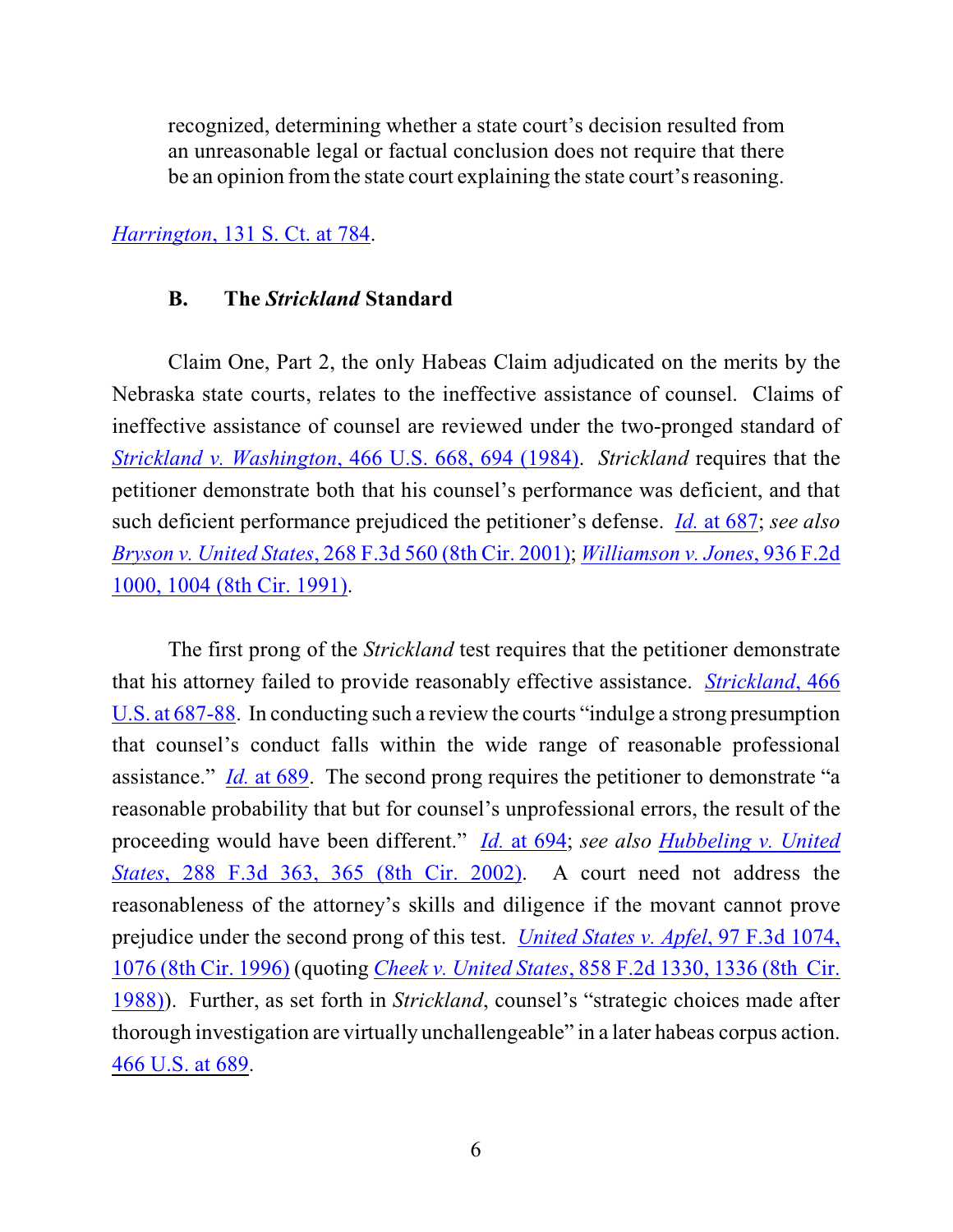> recognized, determining whether a state court's decision resulted from an unreasonable legal or factual conclusion does not require that there be an opinion from the state court explaining the state court's reasoning.

*Harrington*, 131 S. Ct. at 784.

### B. The *Strickland* Standard

Claim One, Part 2, the only Habeas Claim adjudicated on the merits by the Nebraska state courts, relates to the ineffective assistance of counsel. Claims of ineffective assistance of counsel are reviewed under the two-pronged standard of *Strickland v. Washington*, 466 U.S. 668, 694 (1984). *Strickland* requires that the petitioner demonstrate both that his counsel's performance was deficient, and that such deficient performance prejudiced the petitioner's defense. *Id.* at 687; *see also Bryson v. United States*, 268 F.3d 560 (8th Cir. 2001); *Williamson v. Jones*, 936 F.2d 1000, 1004 (8th Cir. 1991).

The first prong of the *Strickland* test requires that the petitioner demonstrate that his attorney failed to provide reasonably effective assistance. *Strickland*, 466 U.S. at 687-88. In conducting such a review the courts "indulge a strong presumption that counsel's conduct falls within the wide range of reasonable professional assistance." *Id.* at 689. The second prong requires the petitioner to demonstrate "a reasonable probability that but for counsel's unprofessional errors, the result of the proceeding would have been different." *Id.* at 694; *see also Hubbeling v. United States*, 288 F.3d 363, 365 (8th Cir. 2002). A court need not address the reasonableness of the attorney's skills and diligence if the movant cannot prove prejudice under the second prong of this test. *United States v. Apfel*, 97 F.3d 1074, 1076 (8th Cir. 1996) (quoting *Cheek v. United States*, 858 F.2d 1330, 1336 (8th Cir. 1988)). Further, as set forth in *Strickland*, counsel's "strategic choices made after thorough investigation are virtually unchallengeable" in a later habeas corpus action. 466 U.S. at 689.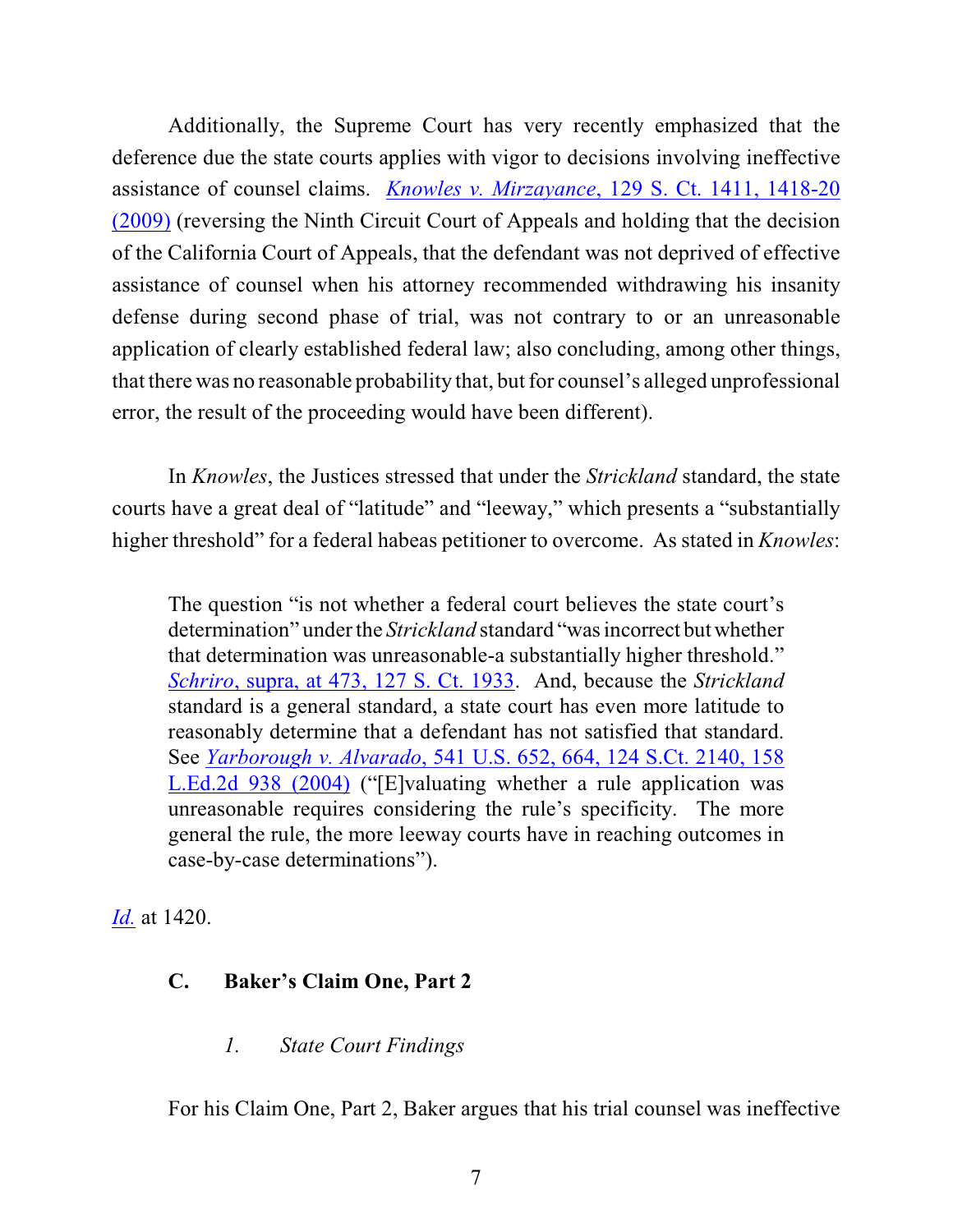Additionally, the Supreme Court has very recently emphasized that the deference due the state courts applies with vigor to decisions involving ineffective assistance of counsel claims. *Knowles v. Mirzayance*, 129 S. Ct. 1411, 1418-20 (2009) (reversing the Ninth Circuit Court of Appeals and holding that the decision of the California Court of Appeals, that the defendant was not deprived of effective assistance of counsel when his attorney recommended withdrawing his insanity defense during second phase of trial, was not contrary to or an unreasonable application of clearly established federal law; also concluding, among other things, that there was no reasonable probability that, but for counsel's alleged unprofessional error, the result of the proceeding would have been different).

In *Knowles*, the Justices stressed that under the *Strickland* standard, the state courts have a great deal of "latitude" and "leeway," which presents a "substantially higher threshold" for a federal habeas petitioner to overcome. As stated in *Knowles*:

> The question "is not whether a federal court believes the state court's determination" under the *Strickland* standard "was incorrect but whether that determination was unreasonable-a substantially higher threshold." *Schriro*, supra, at 473, 127 S. Ct. 1933. And, because the *Strickland* standard is a general standard, a state court has even more latitude to reasonably determine that a defendant has not satisfied that standard. See *Yarborough v. Alvarado*, 541 U.S. 652, 664, 124 S.Ct. 2140, 158 L.Ed.2d 938 (2004) ("[E]valuating whether a rule application was unreasonable requires considering the rule's specificity. The more general the rule, the more leeway courts have in reaching outcomes in case-by-case determinations").

*Id.* at 1420.

### C. Baker's Claim One, Part 2

#### *1. State Court Findings*

For his Claim One, Part 2, Baker argues that his trial counsel was ineffective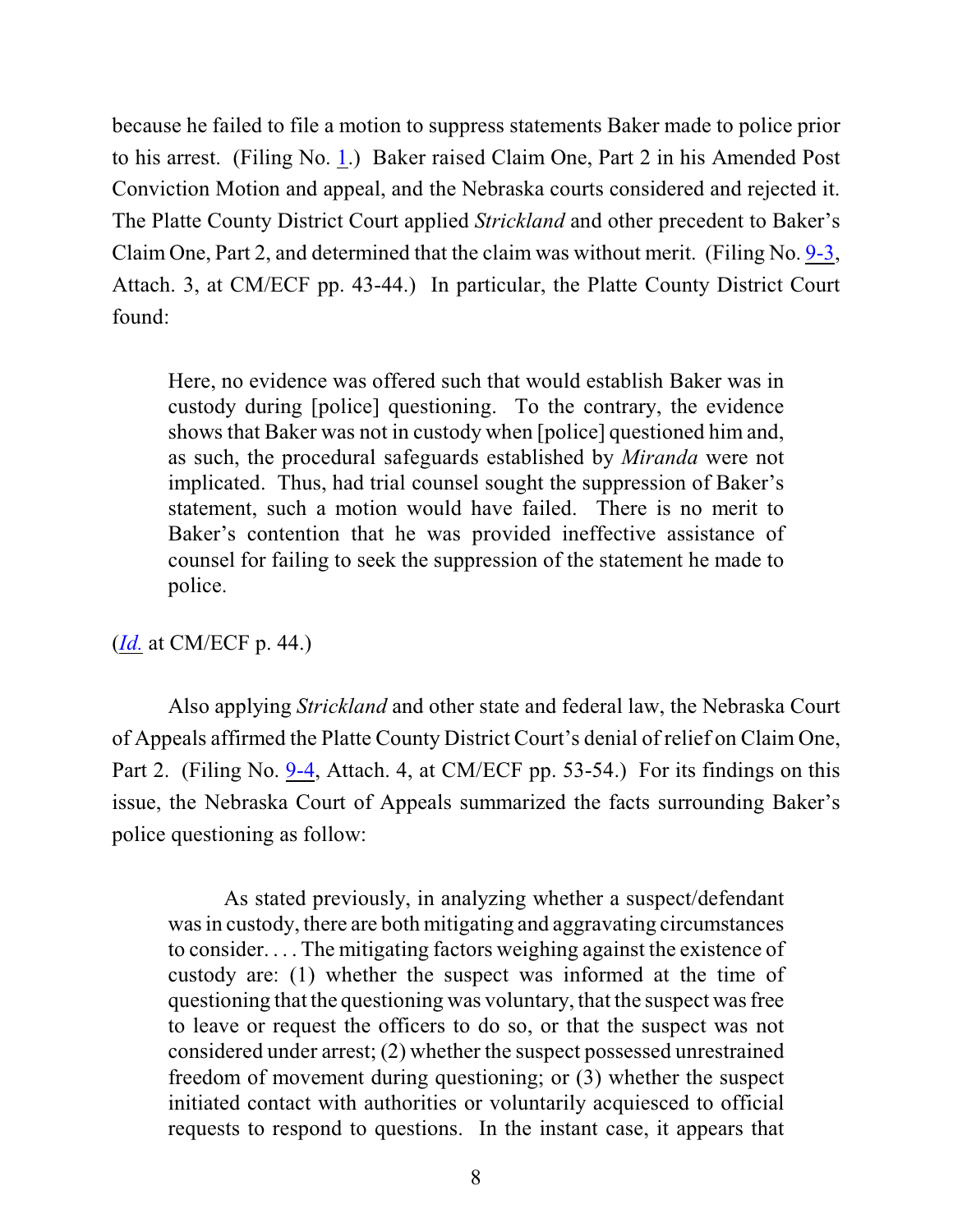because he failed to file a motion to suppress statements Baker made to police prior to his arrest. (Filing No. 1.) Baker raised Claim One, Part 2 in his Amended Post Conviction Motion and appeal, and the Nebraska courts considered and rejected it. The Platte County District Court applied *Strickland* and other precedent to Baker's Claim One, Part 2, and determined that the claim was without merit. (Filing No. 9-3, Attach. 3, at CM/ECF pp. 43-44.) In particular, the Platte County District Court found:

> Here, no evidence was offered such that would establish Baker was in custody during [police] questioning. To the contrary, the evidence shows that Baker was not in custody when [police] questioned him and, as such, the procedural safeguards established by *Miranda* were not implicated. Thus, had trial counsel sought the suppression of Baker's statement, such a motion would have failed. There is no merit to Baker's contention that he was provided ineffective assistance of counsel for failing to seek the suppression of the statement he made to police.

(*Id.* at CM/ECF p. 44.)

Also applying *Strickland* and other state and federal law, the Nebraska Court of Appeals affirmed the Platte County District Court's denial of relief on Claim One, Part 2. (Filing No. 9-4, Attach. 4, at CM/ECF pp. 53-54.) For its findings on this issue, the Nebraska Court of Appeals summarized the facts surrounding Baker's police questioning as follow:

> As stated previously, in analyzing whether a suspect/defendant was in custody, there are both mitigating and aggravating circumstances to consider. . . . The mitigating factors weighing against the existence of custody are: (1) whether the suspect was informed at the time of questioning that the questioning was voluntary, that the suspect was free to leave or request the officers to do so, or that the suspect was not considered under arrest; (2) whether the suspect possessed unrestrained freedom of movement during questioning; or (3) whether the suspect initiated contact with authorities or voluntarily acquiesced to official requests to respond to questions. In the instant case, it appears that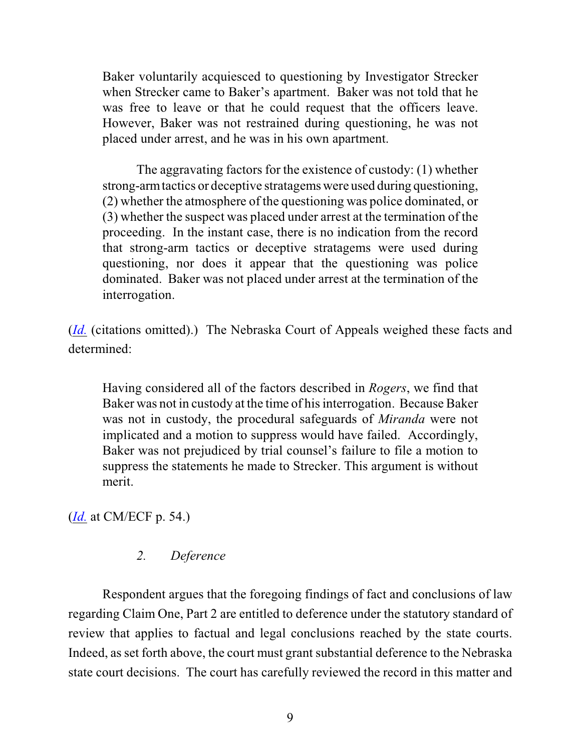> Baker voluntarily acquiesced to questioning by Investigator Strecker when Strecker came to Baker's apartment. Baker was not told that he was free to leave or that he could request that the officers leave. However, Baker was not restrained during questioning, he was not placed under arrest, and he was in his own apartment.
>
> The aggravating factors for the existence of custody: (1) whether strong-arm tactics or deceptive stratagems were used during questioning, (2) whether the atmosphere of the questioning was police dominated, or (3) whether the suspect was placed under arrest at the termination of the proceeding. In the instant case, there is no indication from the record that strong-arm tactics or deceptive stratagems were used during questioning, nor does it appear that the questioning was police dominated. Baker was not placed under arrest at the termination of the interrogation.

(*Id.* (citations omitted).) The Nebraska Court of Appeals weighed these facts and determined:

> Having considered all of the factors described in *Rogers*, we find that Baker was not in custody at the time of his interrogation. Because Baker was not in custody, the procedural safeguards of *Miranda* were not implicated and a motion to suppress would have failed. Accordingly, Baker was not prejudiced by trial counsel's failure to file a motion to suppress the statements he made to Strecker. This argument is without merit.

(*Id.* at CM/ECF p. 54.)

### *2. Deference*

Respondent argues that the foregoing findings of fact and conclusions of law regarding Claim One, Part 2 are entitled to deference under the statutory standard of review that applies to factual and legal conclusions reached by the state courts. Indeed, as set forth above, the court must grant substantial deference to the Nebraska state court decisions. The court has carefully reviewed the record in this matter and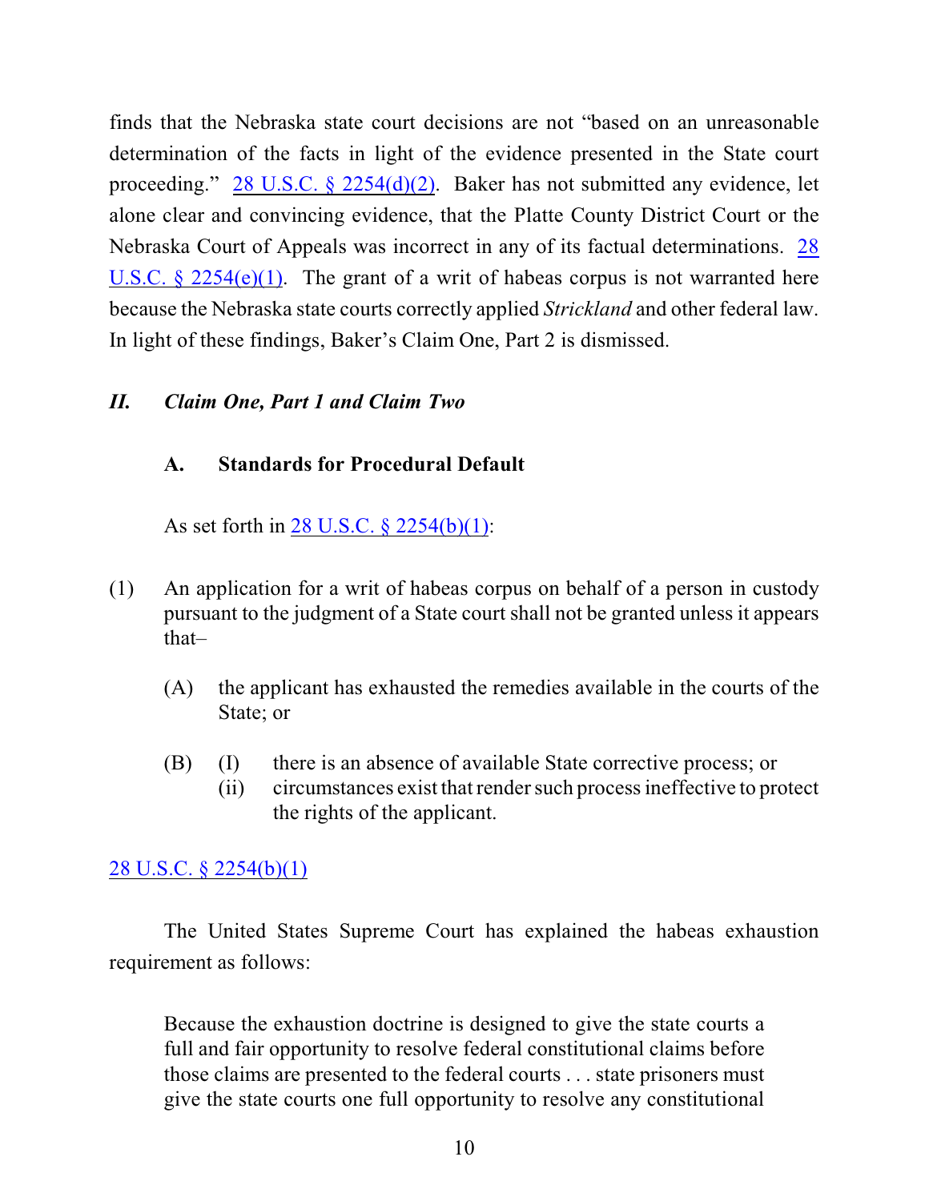finds that the Nebraska state court decisions are not "based on an unreasonable determination of the facts in light of the evidence presented in the State court proceeding." 28 U.S.C. § 2254(d)(2). Baker has not submitted any evidence, let alone clear and convincing evidence, that the Platte County District Court or the Nebraska Court of Appeals was incorrect in any of its factual determinations. 28 U.S.C. § 2254(e)(1). The grant of a writ of habeas corpus is not warranted here because the Nebraska state courts correctly applied *Strickland* and other federal law. In light of these findings, Baker's Claim One, Part 2 is dismissed.

## *II. Claim One, Part 1 and Claim Two*

### A. Standards for Procedural Default

As set forth in 28 U.S.C. § 2254(b)(1):

> (1) An application for a writ of habeas corpus on behalf of a person in custody pursuant to the judgment of a State court shall not be granted unless it appears that–
>
> (A) the applicant has exhausted the remedies available in the courts of the State; or
>
> (B) (I) there is an absence of available State corrective process; or
> (ii) circumstances exist that render such process ineffective to protect the rights of the applicant.

28 U.S.C. § 2254(b)(1)

The United States Supreme Court has explained the habeas exhaustion requirement as follows:

> Because the exhaustion doctrine is designed to give the state courts a full and fair opportunity to resolve federal constitutional claims before those claims are presented to the federal courts . . . state prisoners must give the state courts one full opportunity to resolve any constitutional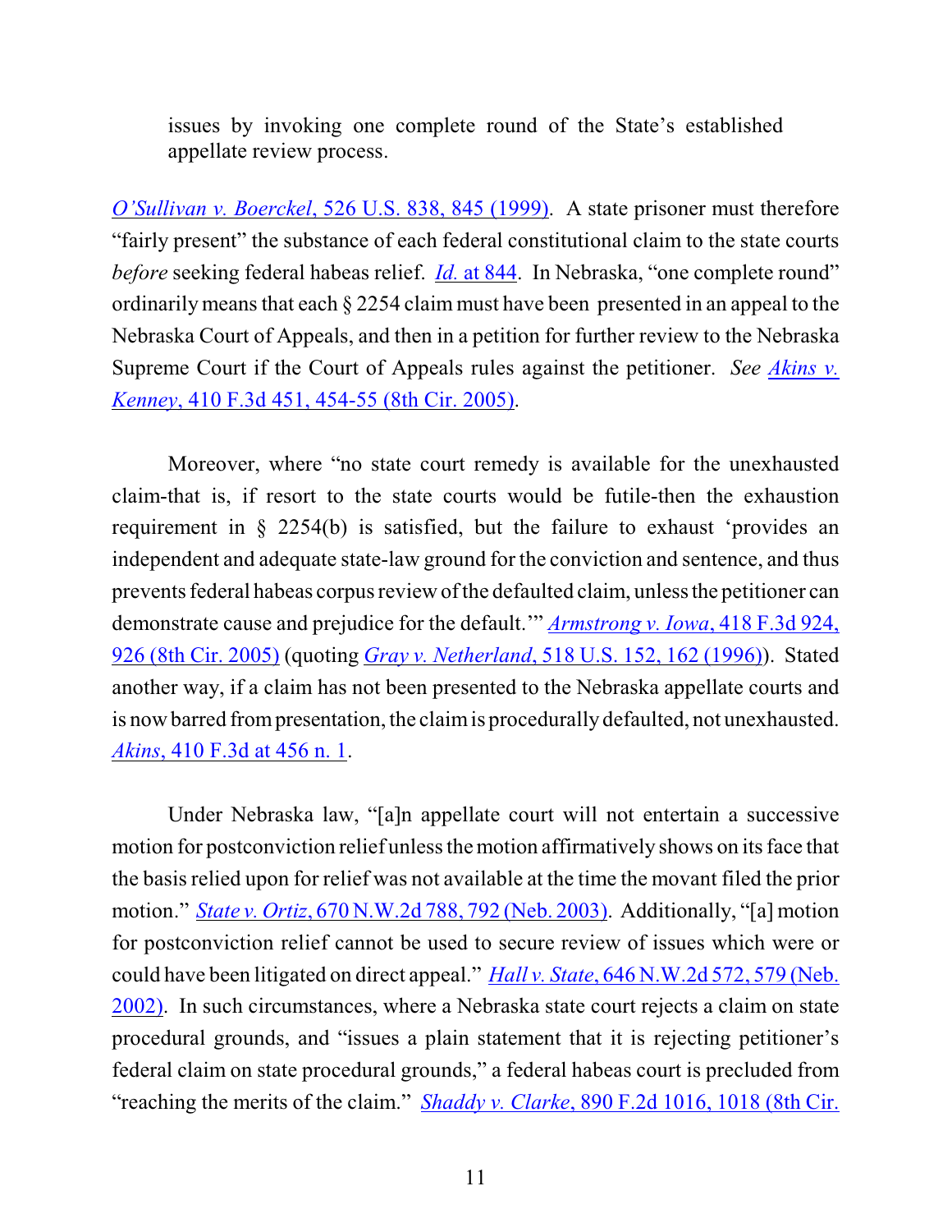> issues by invoking one complete round of the State's established appellate review process.

*O'Sullivan v. Boerckel*, 526 U.S. 838, 845 (1999). A state prisoner must therefore "fairly present" the substance of each federal constitutional claim to the state courts *before* seeking federal habeas relief. *Id.* at 844. In Nebraska, "one complete round" ordinarily means that each § 2254 claim must have been presented in an appeal to the Nebraska Court of Appeals, and then in a petition for further review to the Nebraska Supreme Court if the Court of Appeals rules against the petitioner. *See Akins v. Kenney*, 410 F.3d 451, 454-55 (8th Cir. 2005).

Moreover, where "no state court remedy is available for the unexhausted claim-that is, if resort to the state courts would be futile-then the exhaustion requirement in § 2254(b) is satisfied, but the failure to exhaust 'provides an independent and adequate state-law ground for the conviction and sentence, and thus prevents federal habeas corpus review of the defaulted claim, unless the petitioner can demonstrate cause and prejudice for the default.'" *Armstrong v. Iowa*, 418 F.3d 924, 926 (8th Cir. 2005) (quoting *Gray v. Netherland*, 518 U.S. 152, 162 (1996)). Stated another way, if a claim has not been presented to the Nebraska appellate courts and is now barred from presentation, the claim is procedurally defaulted, not unexhausted. *Akins*, 410 F.3d at 456 n. 1.

Under Nebraska law, "[a]n appellate court will not entertain a successive motion for postconviction relief unless the motion affirmatively shows on its face that the basis relied upon for relief was not available at the time the movant filed the prior motion." *State v. Ortiz*, 670 N.W.2d 788, 792 (Neb. 2003). Additionally, "[a] motion for postconviction relief cannot be used to secure review of issues which were or could have been litigated on direct appeal." *Hall v. State*, 646 N.W.2d 572, 579 (Neb. 2002). In such circumstances, where a Nebraska state court rejects a claim on state procedural grounds, and "issues a plain statement that it is rejecting petitioner's federal claim on state procedural grounds," a federal habeas court is precluded from "reaching the merits of the claim." *Shaddy v. Clarke*, 890 F.2d 1016, 1018 (8th Cir.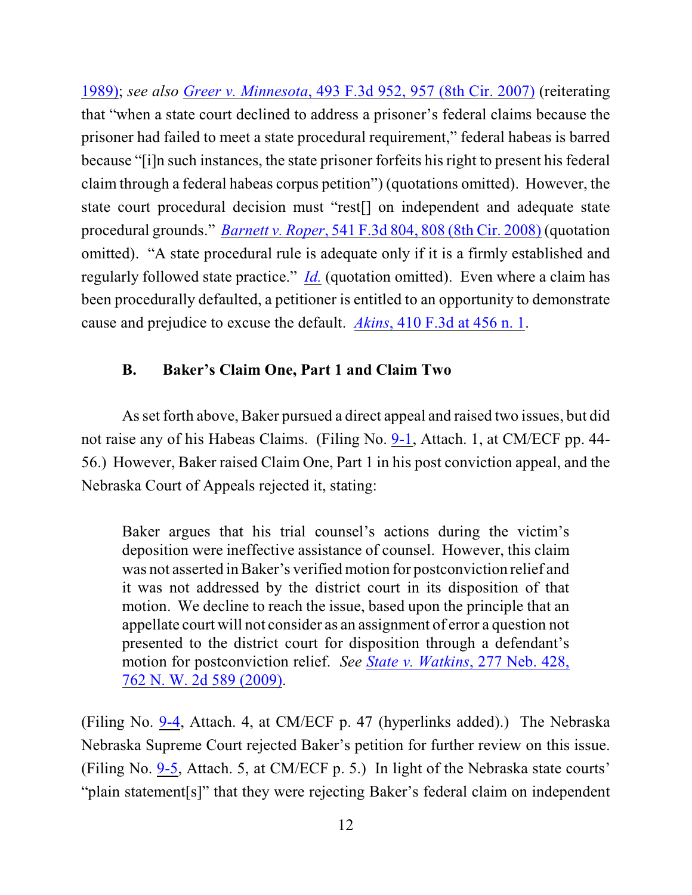1989); *see also* *Greer v. Minnesota*, 493 F.3d 952, 957 (8th Cir. 2007) (reiterating that "when a state court declined to address a prisoner's federal claims because the prisoner had failed to meet a state procedural requirement," federal habeas is barred because "[i]n such instances, the state prisoner forfeits his right to present his federal claim through a federal habeas corpus petition") (quotations omitted). However, the state court procedural decision must "rest[] on independent and adequate state procedural grounds." *Barnett v. Roper*, 541 F.3d 804, 808 (8th Cir. 2008) (quotation omitted). "A state procedural rule is adequate only if it is a firmly established and regularly followed state practice." *Id.* (quotation omitted). Even where a claim has been procedurally defaulted, a petitioner is entitled to an opportunity to demonstrate cause and prejudice to excuse the default. *Akins*, 410 F.3d at 456 n. 1.

### B. Baker's Claim One, Part 1 and Claim Two

As set forth above, Baker pursued a direct appeal and raised two issues, but did not raise any of his Habeas Claims. (Filing No. 9-1, Attach. 1, at CM/ECF pp. 44-56.) However, Baker raised Claim One, Part 1 in his post conviction appeal, and the Nebraska Court of Appeals rejected it, stating:

> Baker argues that his trial counsel's actions during the victim's deposition were ineffective assistance of counsel. However, this claim was not asserted in Baker's verified motion for postconviction relief and it was not addressed by the district court in its disposition of that motion. We decline to reach the issue, based upon the principle that an appellate court will not consider as an assignment of error a question not presented to the district court for disposition through a defendant's motion for postconviction relief. *See* *State v. Watkins*, 277 Neb. 428, 762 N. W. 2d 589 (2009).

(Filing No. 9-4, Attach. 4, at CM/ECF p. 47 (hyperlinks added).) The Nebraska Nebraska Supreme Court rejected Baker's petition for further review on this issue. (Filing No. 9-5, Attach. 5, at CM/ECF p. 5.) In light of the Nebraska state courts' "plain statement[s]" that they were rejecting Baker's federal claim on independent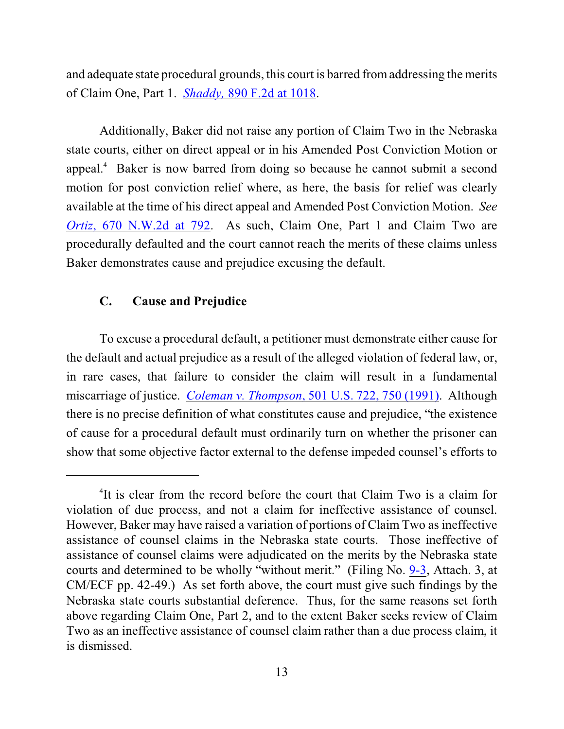and adequate state procedural grounds, this court is barred from addressing the merits of Claim One, Part 1. *Shaddy*, 890 F.2d at 1018.

Additionally, Baker did not raise any portion of Claim Two in the Nebraska state courts, either on direct appeal or in his Amended Post Conviction Motion or appeal.[4] Baker is now barred from doing so because he cannot submit a second motion for post conviction relief where, as here, the basis for relief was clearly available at the time of his direct appeal and Amended Post Conviction Motion. *See Ortiz*, 670 N.W.2d at 792. As such, Claim One, Part 1 and Claim Two are procedurally defaulted and the court cannot reach the merits of these claims unless Baker demonstrates cause and prejudice excusing the default.

### C. Cause and Prejudice

To excuse a procedural default, a petitioner must demonstrate either cause for the default and actual prejudice as a result of the alleged violation of federal law, or, in rare cases, that failure to consider the claim will result in a fundamental miscarriage of justice. *Coleman v. Thompson*, 501 U.S. 722, 750 (1991). Although there is no precise definition of what constitutes cause and prejudice, "the existence of cause for a procedural default must ordinarily turn on whether the prisoner can show that some objective factor external to the defense impeded counsel's efforts to

---

[4]It is clear from the record before the court that Claim Two is a claim for violation of due process, and not a claim for ineffective assistance of counsel. However, Baker may have raised a variation of portions of Claim Two as ineffective assistance of counsel claims in the Nebraska state courts. Those ineffective of assistance of counsel claims were adjudicated on the merits by the Nebraska state courts and determined to be wholly "without merit." (Filing No. 9-3, Attach. 3, at CM/ECF pp. 42-49.) As set forth above, the court must give such findings by the Nebraska state courts substantial deference. Thus, for the same reasons set forth above regarding Claim One, Part 2, and to the extent Baker seeks review of Claim Two as an ineffective assistance of counsel claim rather than a due process claim, it is dismissed.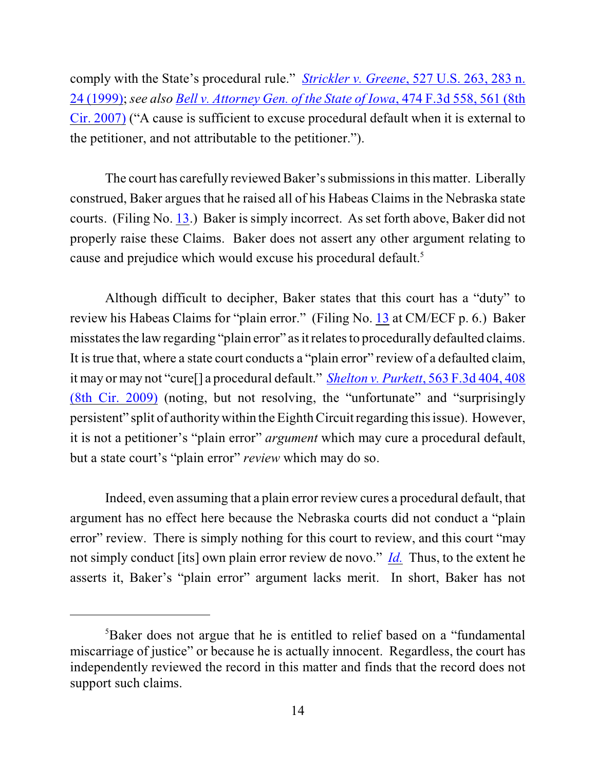comply with the State's procedural rule." *Strickler v. Greene*, 527 U.S. 263, 283 n. 24 (1999); *see also Bell v. Attorney Gen. of the State of Iowa*, 474 F.3d 558, 561 (8th Cir. 2007) ("A cause is sufficient to excuse procedural default when it is external to the petitioner, and not attributable to the petitioner.").

The court has carefully reviewed Baker's submissions in this matter. Liberally construed, Baker argues that he raised all of his Habeas Claims in the Nebraska state courts. (Filing No. 13.) Baker is simply incorrect. As set forth above, Baker did not properly raise these Claims. Baker does not assert any other argument relating to cause and prejudice which would excuse his procedural default.[5]

Although difficult to decipher, Baker states that this court has a "duty" to review his Habeas Claims for "plain error." (Filing No. 13 at CM/ECF p. 6.) Baker misstates the law regarding "plain error" as it relates to procedurally defaulted claims. It is true that, where a state court conducts a "plain error" review of a defaulted claim, it may or may not "cure[] a procedural default." *Shelton v. Purkett*, 563 F.3d 404, 408 (8th Cir. 2009) (noting, but not resolving, the "unfortunate" and "surprisingly persistent" split of authority within the Eighth Circuit regarding this issue). However, it is not a petitioner's "plain error" *argument* which may cure a procedural default, but a state court's "plain error" *review* which may do so.

Indeed, even assuming that a plain error review cures a procedural default, that argument has no effect here because the Nebraska courts did not conduct a "plain error" review. There is simply nothing for this court to review, and this court "may not simply conduct [its] own plain error review de novo." *Id.* Thus, to the extent he asserts it, Baker's "plain error" argument lacks merit. In short, Baker has not

---

[5]Baker does not argue that he is entitled to relief based on a "fundamental miscarriage of justice" or because he is actually innocent. Regardless, the court has independently reviewed the record in this matter and finds that the record does not support such claims.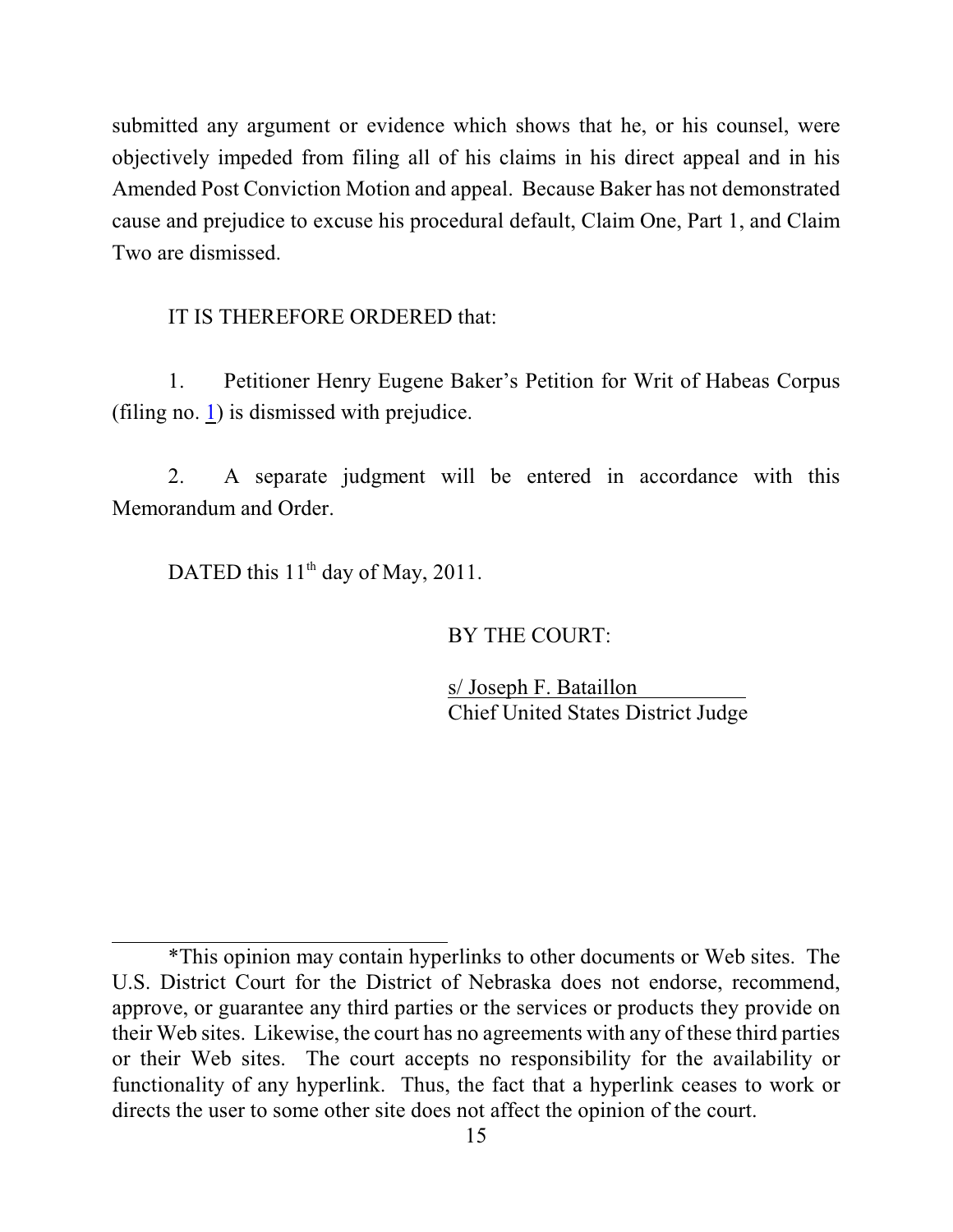submitted any argument or evidence which shows that he, or his counsel, were objectively impeded from filing all of his claims in his direct appeal and in his Amended Post Conviction Motion and appeal. Because Baker has not demonstrated cause and prejudice to excuse his procedural default, Claim One, Part 1, and Claim Two are dismissed.

IT IS THEREFORE ORDERED that:

1. Petitioner Henry Eugene Baker's Petition for Writ of Habeas Corpus (filing no. 1) is dismissed with prejudice.

2. A separate judgment will be entered in accordance with this Memorandum and Order.

DATED this 11th day of May, 2011.

BY THE COURT:

s/ Joseph F. Bataillon
Chief United States District Judge

---

*This opinion may contain hyperlinks to other documents or Web sites. The U.S. District Court for the District of Nebraska does not endorse, recommend, approve, or guarantee any third parties or the services or products they provide on their Web sites. Likewise, the court has no agreements with any of these third parties or their Web sites. The court accepts no responsibility for the availability or functionality of any hyperlink. Thus, the fact that a hyperlink ceases to work or directs the user to some other site does not affect the opinion of the court.